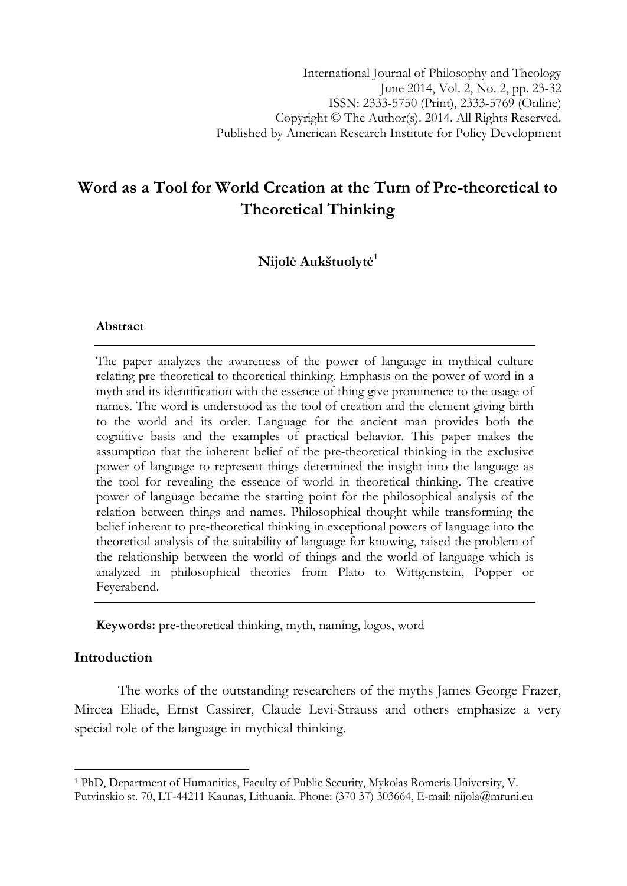International Journal of Philosophy and Theology
June 2014, Vol. 2, No. 2, pp. 23-32
ISSN: 2333-5750 (Print), 2333-5769 (Online)
Copyright © The Author(s). 2014. All Rights Reserved.
Published by American Research Institute for Policy Development

# Word as a Tool for World Creation at the Turn of Pre-theoretical to Theoretical Thinking

**Nijolė Aukštuolytė**[1]

#### Abstract

The paper analyzes the awareness of the power of language in mythical culture relating pre-theoretical to theoretical thinking. Emphasis on the power of word in a myth and its identification with the essence of thing give prominence to the usage of names. The word is understood as the tool of creation and the element giving birth to the world and its order. Language for the ancient man provides both the cognitive basis and the examples of practical behavior. This paper makes the assumption that the inherent belief of the pre-theoretical thinking in the exclusive power of language to represent things determined the insight into the language as the tool for revealing the essence of world in theoretical thinking. The creative power of language became the starting point for the philosophical analysis of the relation between things and names. Philosophical thought while transforming the belief inherent to pre-theoretical thinking in exceptional powers of language into the theoretical analysis of the suitability of language for knowing, raised the problem of the relationship between the world of things and the world of language which is analyzed in philosophical theories from Plato to Wittgenstein, Popper or Feyerabend.

**Keywords:** pre-theoretical thinking, myth, naming, logos, word

## Introduction

The works of the outstanding researchers of the myths James George Frazer, Mircea Eliade, Ernst Cassirer, Claude Levi-Strauss and others emphasize a very special role of the language in mythical thinking.

[1] PhD, Department of Humanities, Faculty of Public Security, Mykolas Romeris University, V. Putvinskio st. 70, LT-44211 Kaunas, Lithuania. Phone: (370 37) 303664, E-mail: nijola@mruni.eu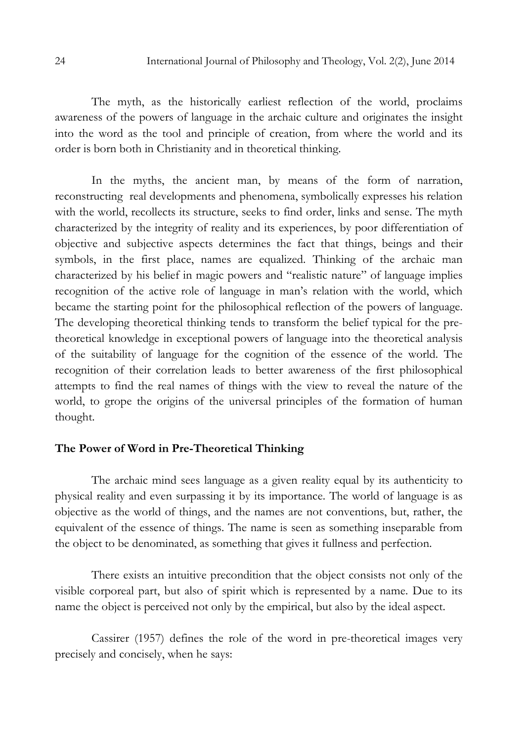The myth, as the historically earliest reflection of the world, proclaims awareness of the powers of language in the archaic culture and originates the insight into the word as the tool and principle of creation, from where the world and its order is born both in Christianity and in theoretical thinking.

In the myths, the ancient man, by means of the form of narration, reconstructing real developments and phenomena, symbolically expresses his relation with the world, recollects its structure, seeks to find order, links and sense. The myth characterized by the integrity of reality and its experiences, by poor differentiation of objective and subjective aspects determines the fact that things, beings and their symbols, in the first place, names are equalized. Thinking of the archaic man characterized by his belief in magic powers and "realistic nature" of language implies recognition of the active role of language in man's relation with the world, which became the starting point for the philosophical reflection of the powers of language. The developing theoretical thinking tends to transform the belief typical for the pre-theoretical knowledge in exceptional powers of language into the theoretical analysis of the suitability of language for the cognition of the essence of the world. The recognition of their correlation leads to better awareness of the first philosophical attempts to find the real names of things with the view to reveal the nature of the world, to grope the origins of the universal principles of the formation of human thought.

## The Power of Word in Pre-Theoretical Thinking

The archaic mind sees language as a given reality equal by its authenticity to physical reality and even surpassing it by its importance. The world of language is as objective as the world of things, and the names are not conventions, but, rather, the equivalent of the essence of things. The name is seen as something inseparable from the object to be denominated, as something that gives it fullness and perfection.

There exists an intuitive precondition that the object consists not only of the visible corporeal part, but also of spirit which is represented by a name. Due to its name the object is perceived not only by the empirical, but also by the ideal aspect.

Cassirer (1957) defines the role of the word in pre-theoretical images very precisely and concisely, when he says: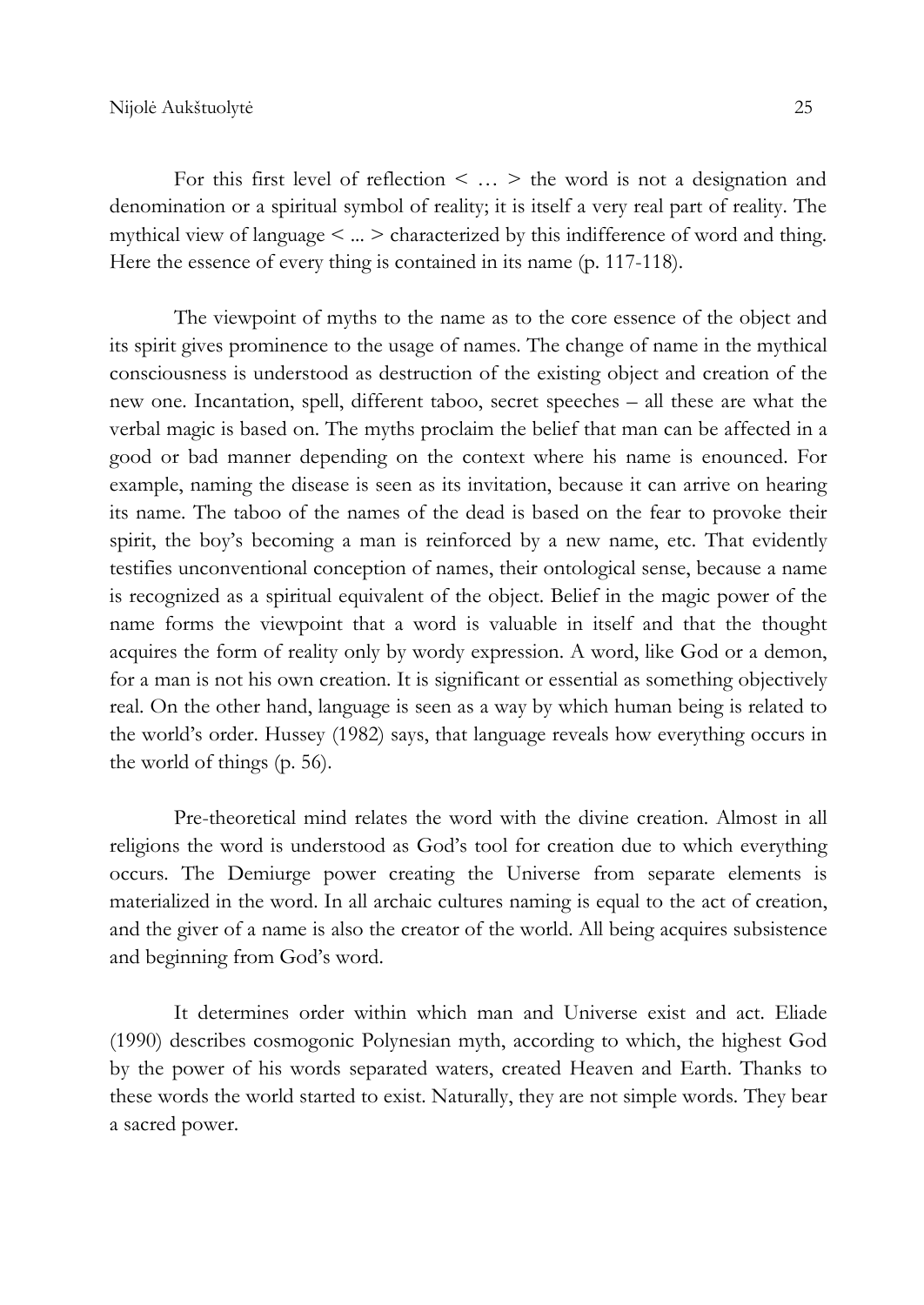For this first level of reflection < … > the word is not a designation and denomination or a spiritual symbol of reality; it is itself a very real part of reality. The mythical view of language < ... > characterized by this indifference of word and thing. Here the essence of every thing is contained in its name (p. 117-118).

The viewpoint of myths to the name as to the core essence of the object and its spirit gives prominence to the usage of names. The change of name in the mythical consciousness is understood as destruction of the existing object and creation of the new one. Incantation, spell, different taboo, secret speeches – all these are what the verbal magic is based on. The myths proclaim the belief that man can be affected in a good or bad manner depending on the context where his name is enounced. For example, naming the disease is seen as its invitation, because it can arrive on hearing its name. The taboo of the names of the dead is based on the fear to provoke their spirit, the boy's becoming a man is reinforced by a new name, etc. That evidently testifies unconventional conception of names, their ontological sense, because a name is recognized as a spiritual equivalent of the object. Belief in the magic power of the name forms the viewpoint that a word is valuable in itself and that the thought acquires the form of reality only by wordy expression. A word, like God or a demon, for a man is not his own creation. It is significant or essential as something objectively real. On the other hand, language is seen as a way by which human being is related to the world's order. Hussey (1982) says, that language reveals how everything occurs in the world of things (p. 56).

Pre-theoretical mind relates the word with the divine creation. Almost in all religions the word is understood as God's tool for creation due to which everything occurs. The Demiurge power creating the Universe from separate elements is materialized in the word. In all archaic cultures naming is equal to the act of creation, and the giver of a name is also the creator of the world. All being acquires subsistence and beginning from God's word.

It determines order within which man and Universe exist and act. Eliade (1990) describes cosmogonic Polynesian myth, according to which, the highest God by the power of his words separated waters, created Heaven and Earth. Thanks to these words the world started to exist. Naturally, they are not simple words. They bear a sacred power.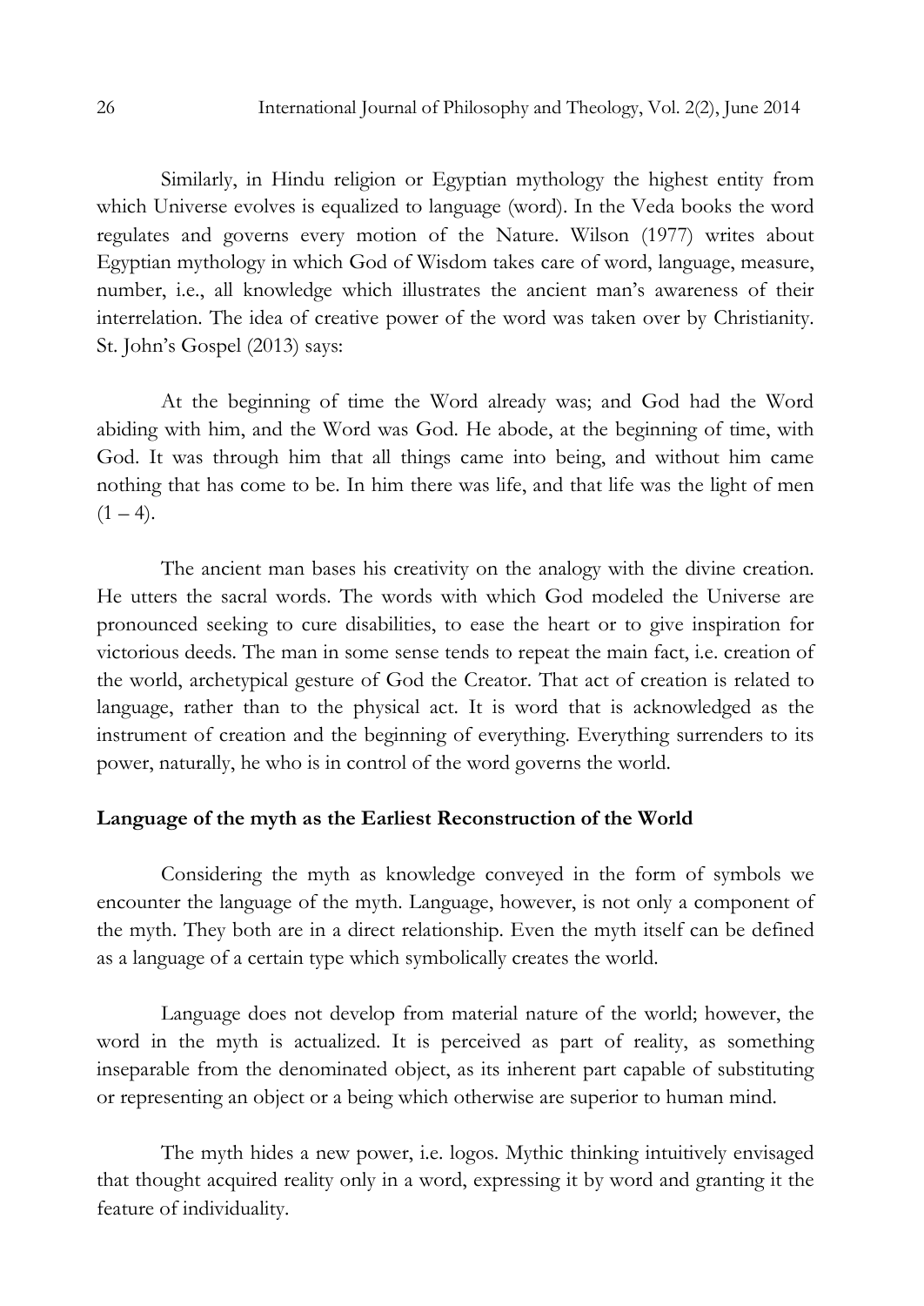Similarly, in Hindu religion or Egyptian mythology the highest entity from which Universe evolves is equalized to language (word). In the Veda books the word regulates and governs every motion of the Nature. Wilson (1977) writes about Egyptian mythology in which God of Wisdom takes care of word, language, measure, number, i.e., all knowledge which illustrates the ancient man's awareness of their interrelation. The idea of creative power of the word was taken over by Christianity. St. John's Gospel (2013) says:

> At the beginning of time the Word already was; and God had the Word abiding with him, and the Word was God. He abode, at the beginning of time, with God. It was through him that all things came into being, and without him came nothing that has come to be. In him there was life, and that life was the light of men (1 – 4).

The ancient man bases his creativity on the analogy with the divine creation. He utters the sacral words. The words with which God modeled the Universe are pronounced seeking to cure disabilities, to ease the heart or to give inspiration for victorious deeds. The man in some sense tends to repeat the main fact, i.e. creation of the world, archetypical gesture of God the Creator. That act of creation is related to language, rather than to the physical act. It is word that is acknowledged as the instrument of creation and the beginning of everything. Everything surrenders to its power, naturally, he who is in control of the word governs the world.

## Language of the myth as the Earliest Reconstruction of the World

Considering the myth as knowledge conveyed in the form of symbols we encounter the language of the myth. Language, however, is not only a component of the myth. They both are in a direct relationship. Even the myth itself can be defined as a language of a certain type which symbolically creates the world.

Language does not develop from material nature of the world; however, the word in the myth is actualized. It is perceived as part of reality, as something inseparable from the denominated object, as its inherent part capable of substituting or representing an object or a being which otherwise are superior to human mind.

The myth hides a new power, i.e. logos. Mythic thinking intuitively envisaged that thought acquired reality only in a word, expressing it by word and granting it the feature of individuality.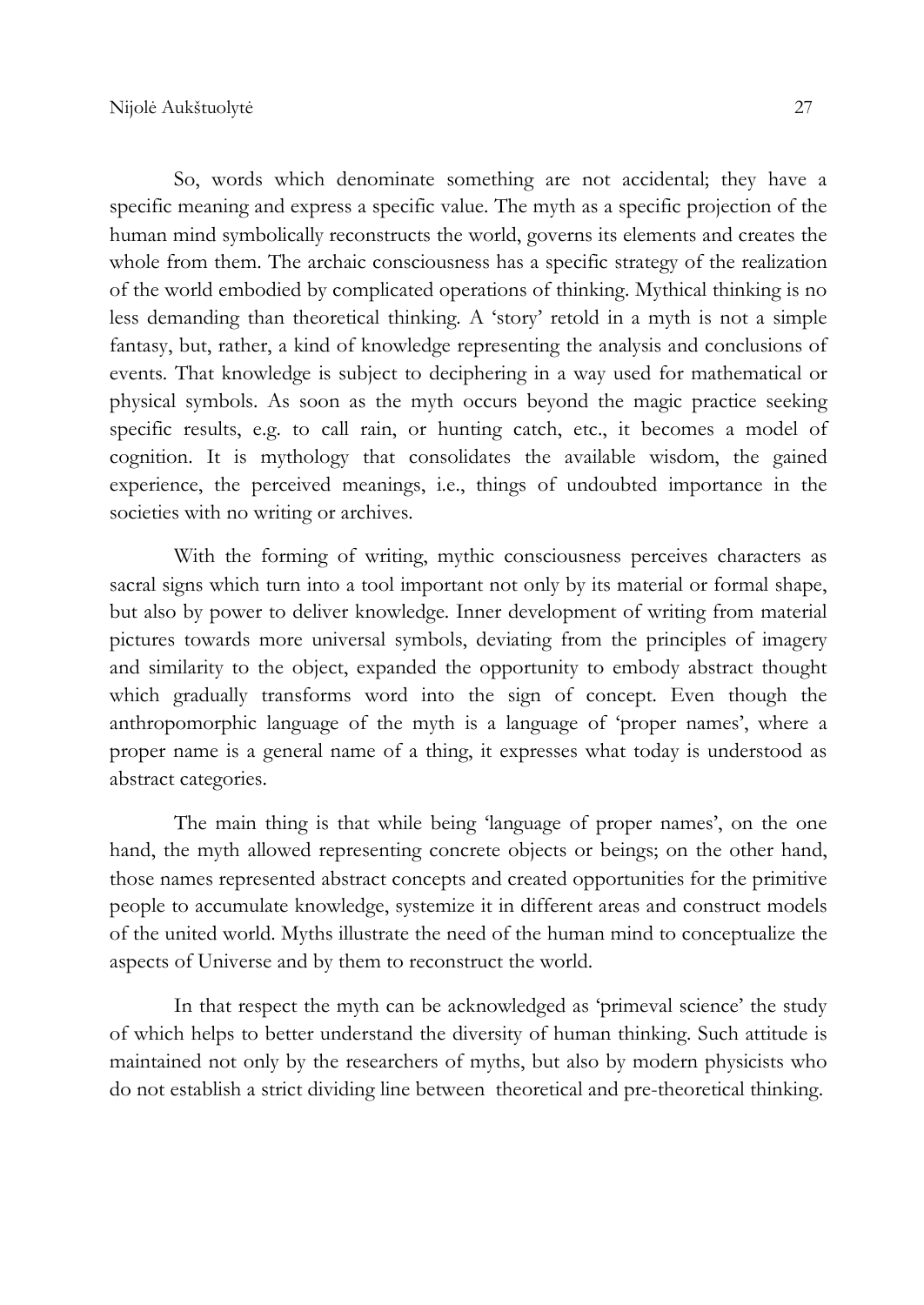So, words which denominate something are not accidental; they have a specific meaning and express a specific value. The myth as a specific projection of the human mind symbolically reconstructs the world, governs its elements and creates the whole from them. The archaic consciousness has a specific strategy of the realization of the world embodied by complicated operations of thinking. Mythical thinking is no less demanding than theoretical thinking. A 'story' retold in a myth is not a simple fantasy, but, rather, a kind of knowledge representing the analysis and conclusions of events. That knowledge is subject to deciphering in a way used for mathematical or physical symbols. As soon as the myth occurs beyond the magic practice seeking specific results, e.g. to call rain, or hunting catch, etc., it becomes a model of cognition. It is mythology that consolidates the available wisdom, the gained experience, the perceived meanings, i.e., things of undoubted importance in the societies with no writing or archives.

With the forming of writing, mythic consciousness perceives characters as sacral signs which turn into a tool important not only by its material or formal shape, but also by power to deliver knowledge. Inner development of writing from material pictures towards more universal symbols, deviating from the principles of imagery and similarity to the object, expanded the opportunity to embody abstract thought which gradually transforms word into the sign of concept. Even though the anthropomorphic language of the myth is a language of 'proper names', where a proper name is a general name of a thing, it expresses what today is understood as abstract categories.

The main thing is that while being 'language of proper names', on the one hand, the myth allowed representing concrete objects or beings; on the other hand, those names represented abstract concepts and created opportunities for the primitive people to accumulate knowledge, systemize it in different areas and construct models of the united world. Myths illustrate the need of the human mind to conceptualize the aspects of Universe and by them to reconstruct the world.

In that respect the myth can be acknowledged as 'primeval science' the study of which helps to better understand the diversity of human thinking. Such attitude is maintained not only by the researchers of myths, but also by modern physicists who do not establish a strict dividing line between theoretical and pre-theoretical thinking.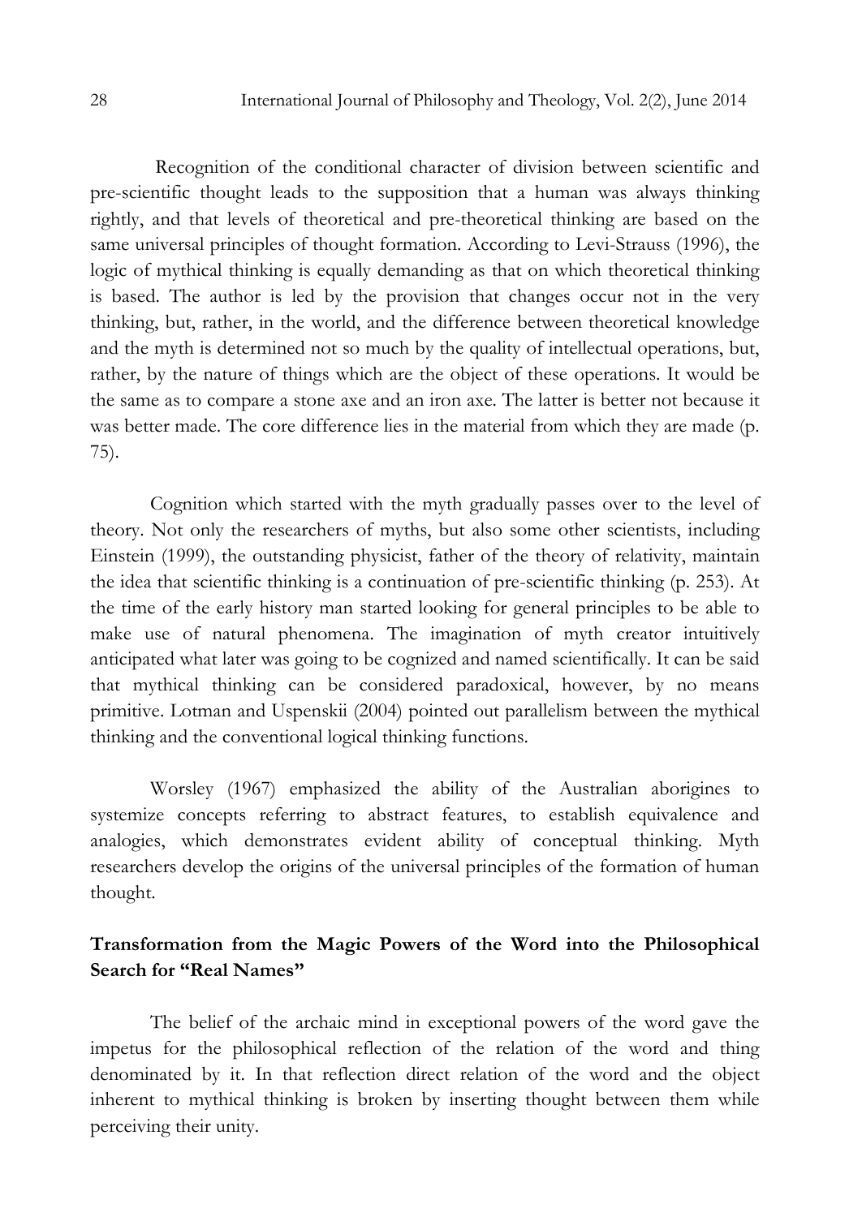Recognition of the conditional character of division between scientific and pre-scientific thought leads to the supposition that a human was always thinking rightly, and that levels of theoretical and pre-theoretical thinking are based on the same universal principles of thought formation. According to Levi-Strauss (1996), the logic of mythical thinking is equally demanding as that on which theoretical thinking is based. The author is led by the provision that changes occur not in the very thinking, but, rather, in the world, and the difference between theoretical knowledge and the myth is determined not so much by the quality of intellectual operations, but, rather, by the nature of things which are the object of these operations. It would be the same as to compare a stone axe and an iron axe. The latter is better not because it was better made. The core difference lies in the material from which they are made (p. 75).

Cognition which started with the myth gradually passes over to the level of theory. Not only the researchers of myths, but also some other scientists, including Einstein (1999), the outstanding physicist, father of the theory of relativity, maintain the idea that scientific thinking is a continuation of pre-scientific thinking (p. 253). At the time of the early history man started looking for general principles to be able to make use of natural phenomena. The imagination of myth creator intuitively anticipated what later was going to be cognized and named scientifically. It can be said that mythical thinking can be considered paradoxical, however, by no means primitive. Lotman and Uspenskii (2004) pointed out parallelism between the mythical thinking and the conventional logical thinking functions.

Worsley (1967) emphasized the ability of the Australian aborigines to systemize concepts referring to abstract features, to establish equivalence and analogies, which demonstrates evident ability of conceptual thinking. Myth researchers develop the origins of the universal principles of the formation of human thought.

## Transformation from the Magic Powers of the Word into the Philosophical Search for "Real Names"

The belief of the archaic mind in exceptional powers of the word gave the impetus for the philosophical reflection of the relation of the word and thing denominated by it. In that reflection direct relation of the word and the object inherent to mythical thinking is broken by inserting thought between them while perceiving their unity.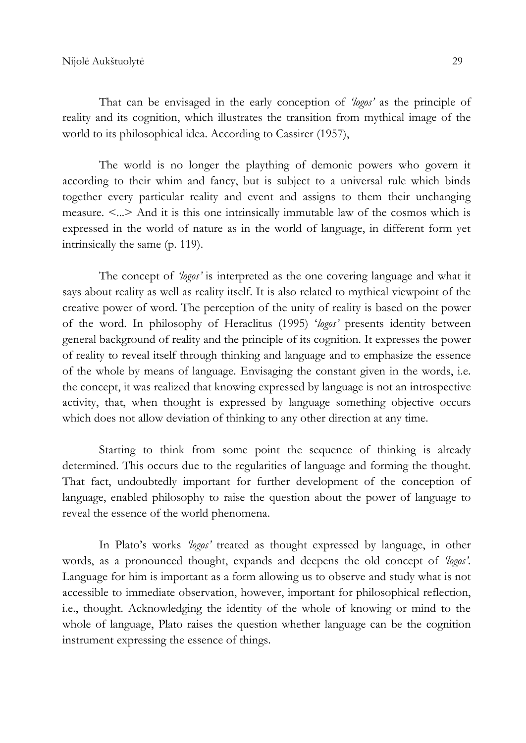That can be envisaged in the early conception of *'logos'* as the principle of reality and its cognition, which illustrates the transition from mythical image of the world to its philosophical idea. According to Cassirer (1957),

> The world is no longer the plaything of demonic powers who govern it according to their whim and fancy, but is subject to a universal rule which binds together every particular reality and event and assigns to them their unchanging measure. <...> And it is this one intrinsically immutable law of the cosmos which is expressed in the world of nature as in the world of language, in different form yet intrinsically the same (p. 119).

The concept of *'logos'* is interpreted as the one covering language and what it says about reality as well as reality itself. It is also related to mythical viewpoint of the creative power of word. The perception of the unity of reality is based on the power of the word. In philosophy of Heraclitus (1995) '*logos'* presents identity between general background of reality and the principle of its cognition. It expresses the power of reality to reveal itself through thinking and language and to emphasize the essence of the whole by means of language. Envisaging the constant given in the words, i.e. the concept, it was realized that knowing expressed by language is not an introspective activity, that, when thought is expressed by language something objective occurs which does not allow deviation of thinking to any other direction at any time.

Starting to think from some point the sequence of thinking is already determined. This occurs due to the regularities of language and forming the thought. That fact, undoubtedly important for further development of the conception of language, enabled philosophy to raise the question about the power of language to reveal the essence of the world phenomena.

In Plato's works *'logos'* treated as thought expressed by language, in other words, as a pronounced thought, expands and deepens the old concept of *'logos'*. Language for him is important as a form allowing us to observe and study what is not accessible to immediate observation, however, important for philosophical reflection, i.e., thought. Acknowledging the identity of the whole of knowing or mind to the whole of language, Plato raises the question whether language can be the cognition instrument expressing the essence of things.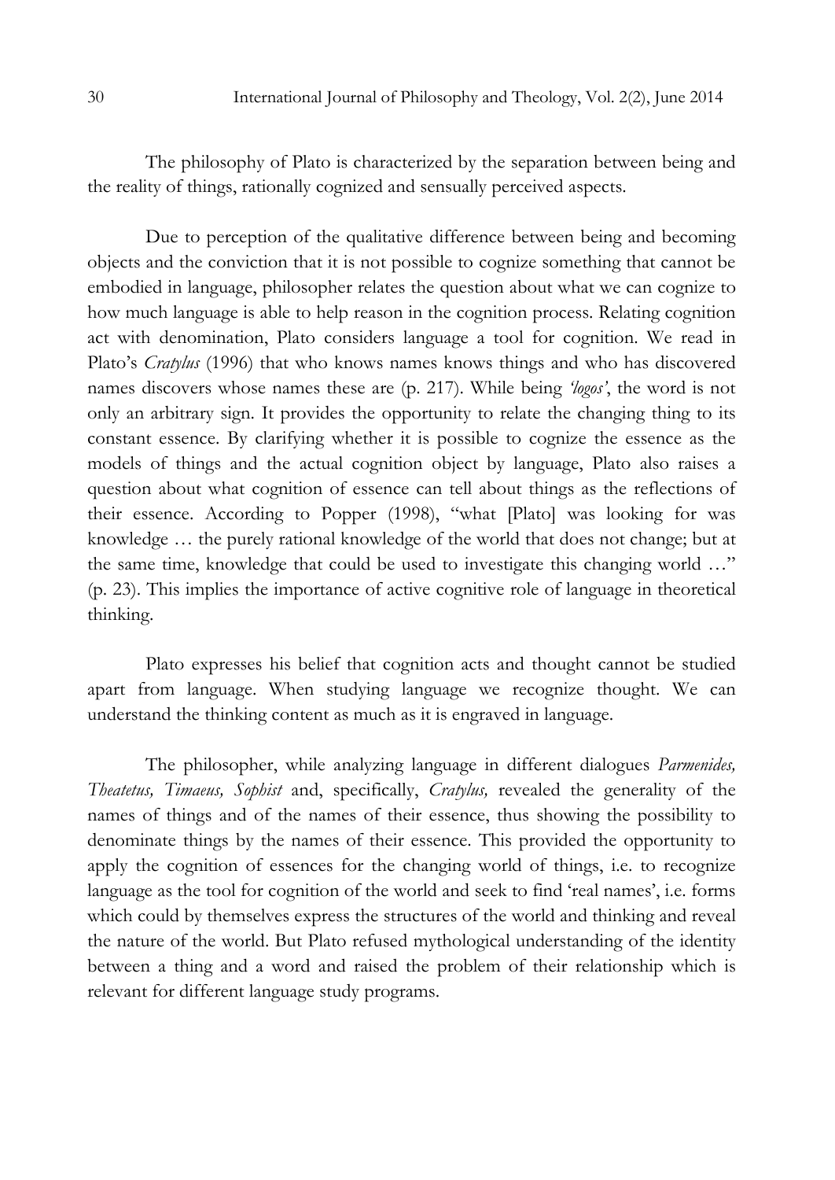The philosophy of Plato is characterized by the separation between being and the reality of things, rationally cognized and sensually perceived aspects.

Due to perception of the qualitative difference between being and becoming objects and the conviction that it is not possible to cognize something that cannot be embodied in language, philosopher relates the question about what we can cognize to how much language is able to help reason in the cognition process. Relating cognition act with denomination, Plato considers language a tool for cognition. We read in Plato's *Cratylus* (1996) that who knows names knows things and who has discovered names discovers whose names these are (p. 217). While being *'logos'*, the word is not only an arbitrary sign. It provides the opportunity to relate the changing thing to its constant essence. By clarifying whether it is possible to cognize the essence as the models of things and the actual cognition object by language, Plato also raises a question about what cognition of essence can tell about things as the reflections of their essence. According to Popper (1998), "what [Plato] was looking for was knowledge … the purely rational knowledge of the world that does not change; but at the same time, knowledge that could be used to investigate this changing world …" (p. 23). This implies the importance of active cognitive role of language in theoretical thinking.

Plato expresses his belief that cognition acts and thought cannot be studied apart from language. When studying language we recognize thought. We can understand the thinking content as much as it is engraved in language.

The philosopher, while analyzing language in different dialogues *Parmenides, Theatetus, Timaeus, Sophist* and, specifically, *Cratylus,* revealed the generality of the names of things and of the names of their essence, thus showing the possibility to denominate things by the names of their essence. This provided the opportunity to apply the cognition of essences for the changing world of things, i.e. to recognize language as the tool for cognition of the world and seek to find 'real names', i.e. forms which could by themselves express the structures of the world and thinking and reveal the nature of the world. But Plato refused mythological understanding of the identity between a thing and a word and raised the problem of their relationship which is relevant for different language study programs.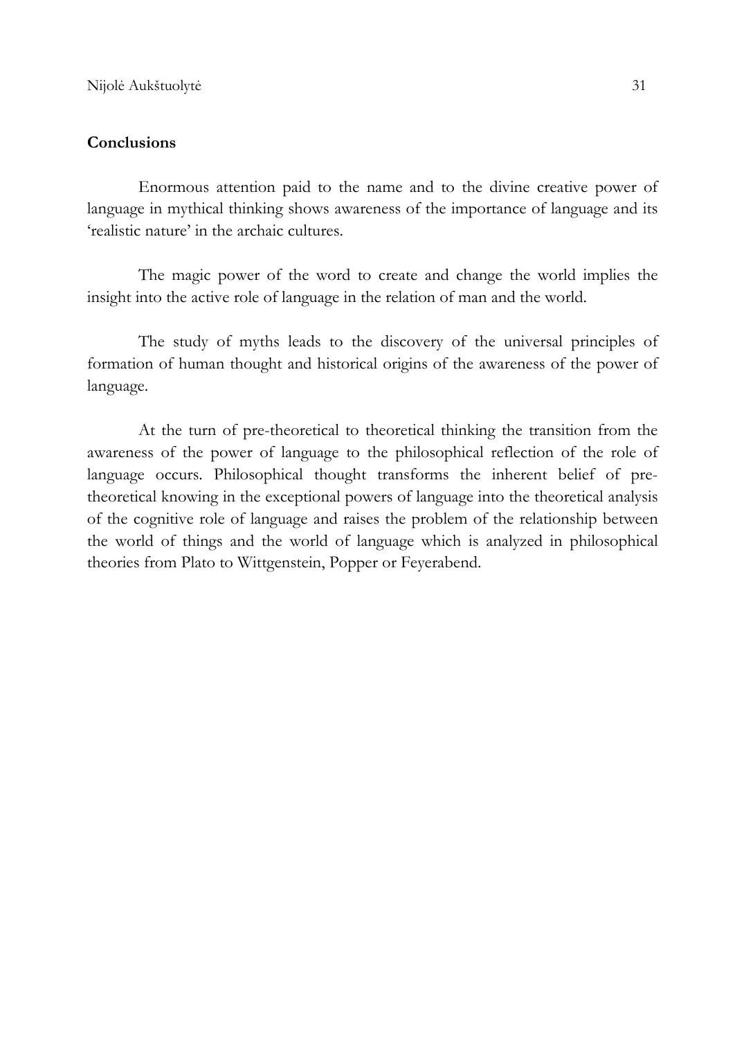## Conclusions

Enormous attention paid to the name and to the divine creative power of language in mythical thinking shows awareness of the importance of language and its 'realistic nature' in the archaic cultures.

The magic power of the word to create and change the world implies the insight into the active role of language in the relation of man and the world.

The study of myths leads to the discovery of the universal principles of formation of human thought and historical origins of the awareness of the power of language.

At the turn of pre-theoretical to theoretical thinking the transition from the awareness of the power of language to the philosophical reflection of the role of language occurs. Philosophical thought transforms the inherent belief of pre-theoretical knowing in the exceptional powers of language into the theoretical analysis of the cognitive role of language and raises the problem of the relationship between the world of things and the world of language which is analyzed in philosophical theories from Plato to Wittgenstein, Popper or Feyerabend.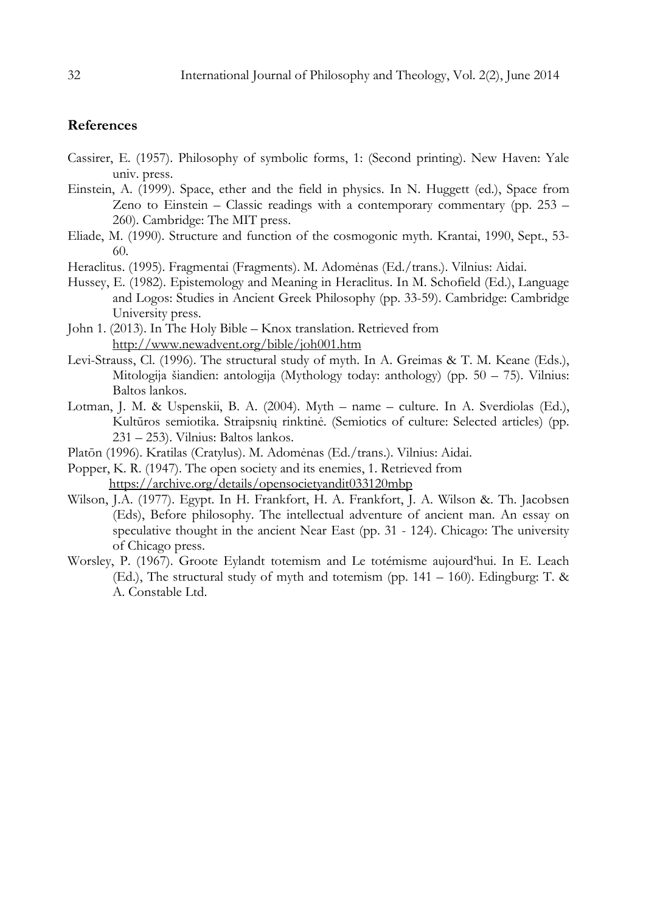## References

Cassirer, E. (1957). Philosophy of symbolic forms, 1: (Second printing). New Haven: Yale univ. press.

Einstein, A. (1999). Space, ether and the field in physics. In N. Huggett (ed.), Space from Zeno to Einstein – Classic readings with a contemporary commentary (pp. 253 – 260). Cambridge: The MIT press.

Eliade, M. (1990). Structure and function of the cosmogonic myth. Krantai, 1990, Sept., 53-60.

Heraclitus. (1995). Fragmentai (Fragments). M. Adomėnas (Ed./trans.). Vilnius: Aidai.

Hussey, E. (1982). Epistemology and Meaning in Heraclitus. In M. Schofield (Ed.), Language and Logos: Studies in Ancient Greek Philosophy (pp. 33-59). Cambridge: Cambridge University press.

John 1. (2013). In The Holy Bible – Knox translation. Retrieved from http://www.newadvent.org/bible/joh001.htm

Levi-Strauss, Cl. (1996). The structural study of myth. In A. Greimas & T. M. Keane (Eds.), Mitologija šiandien: antologija (Mythology today: anthology) (pp. 50 – 75). Vilnius: Baltos lankos.

Lotman, J. M. & Uspenskii, B. A. (2004). Myth – name – culture. In A. Sverdiolas (Ed.), Kultūros semiotika. Straipsnių rinktinė. (Semiotics of culture: Selected articles) (pp. 231 – 253). Vilnius: Baltos lankos.

Platōn (1996). Kratilas (Cratylus). M. Adomėnas (Ed./trans.). Vilnius: Aidai.

Popper, K. R. (1947). The open society and its enemies, 1. Retrieved from https://archive.org/details/opensocietyandit033120mbp

Wilson, J.A. (1977). Egypt. In H. Frankfort, H. A. Frankfort, J. A. Wilson &. Th. Jacobsen (Eds), Before philosophy. The intellectual adventure of ancient man. An essay on speculative thought in the ancient Near East (pp. 31 - 124). Chicago: The university of Chicago press.

Worsley, P. (1967). Groote Eylandt totemism and Le totémisme aujourd'hui. In E. Leach (Ed.), The structural study of myth and totemism (pp. 141 – 160). Edingburg: T. & A. Constable Ltd.